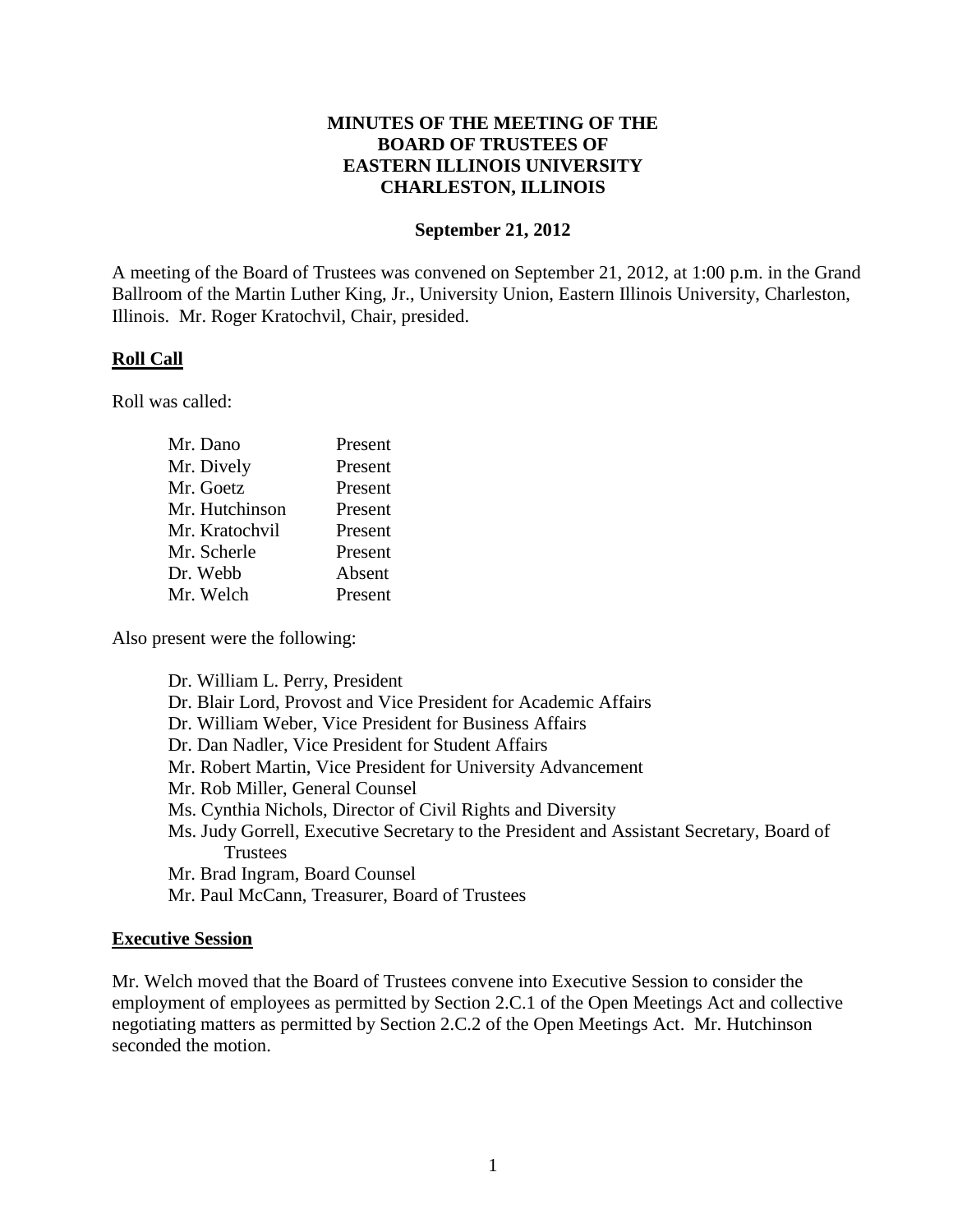**MINUTES OF THE MEETING OF THE**
**BOARD OF TRUSTEES OF**
**EASTERN ILLINOIS UNIVERSITY**
**CHARLESTON, ILLINOIS**

**September 21, 2012**

A meeting of the Board of Trustees was convened on September 21, 2012, at 1:00 p.m. in the Grand Ballroom of the Martin Luther King, Jr., University Union, Eastern Illinois University, Charleston, Illinois. Mr. Roger Kratochvil, Chair, presided.

## Roll Call

Roll was called:

| | |
|---|---|
| Mr. Dano | Present |
| Mr. Dively | Present |
| Mr. Goetz | Present |
| Mr. Hutchinson | Present |
| Mr. Kratochvil | Present |
| Mr. Scherle | Present |
| Dr. Webb | Absent |
| Mr. Welch | Present |

Also present were the following:

- Dr. William L. Perry, President
- Dr. Blair Lord, Provost and Vice President for Academic Affairs
- Dr. William Weber, Vice President for Business Affairs
- Dr. Dan Nadler, Vice President for Student Affairs
- Mr. Robert Martin, Vice President for University Advancement
- Mr. Rob Miller, General Counsel
- Ms. Cynthia Nichols, Director of Civil Rights and Diversity
- Ms. Judy Gorrell, Executive Secretary to the President and Assistant Secretary, Board of Trustees
- Mr. Brad Ingram, Board Counsel
- Mr. Paul McCann, Treasurer, Board of Trustees

## Executive Session

Mr. Welch moved that the Board of Trustees convene into Executive Session to consider the employment of employees as permitted by Section 2.C.1 of the Open Meetings Act and collective negotiating matters as permitted by Section 2.C.2 of the Open Meetings Act. Mr. Hutchinson seconded the motion.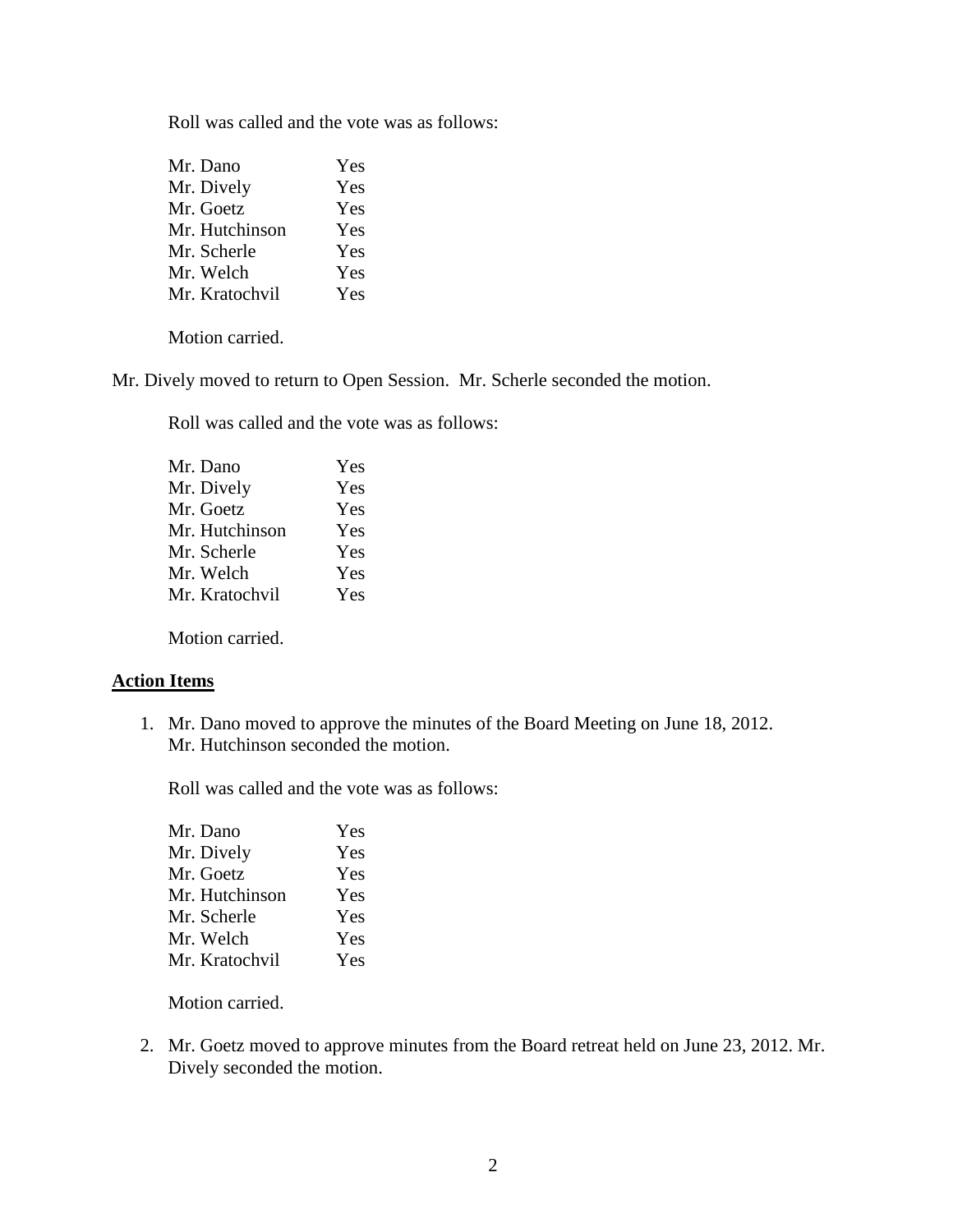Roll was called and the vote was as follows:

| | |
|---|---|
| Mr. Dano | Yes |
| Mr. Dively | Yes |
| Mr. Goetz | Yes |
| Mr. Hutchinson | Yes |
| Mr. Scherle | Yes |
| Mr. Welch | Yes |
| Mr. Kratochvil | Yes |

Motion carried.

Mr. Dively moved to return to Open Session. Mr. Scherle seconded the motion.

Roll was called and the vote was as follows:

| | |
|---|---|
| Mr. Dano | Yes |
| Mr. Dively | Yes |
| Mr. Goetz | Yes |
| Mr. Hutchinson | Yes |
| Mr. Scherle | Yes |
| Mr. Welch | Yes |
| Mr. Kratochvil | Yes |

Motion carried.

## **Action Items**

1. Mr. Dano moved to approve the minutes of the Board Meeting on June 18, 2012. Mr. Hutchinson seconded the motion.

   Roll was called and the vote was as follows:

   | | |
   |---|---|
   | Mr. Dano | Yes |
   | Mr. Dively | Yes |
   | Mr. Goetz | Yes |
   | Mr. Hutchinson | Yes |
   | Mr. Scherle | Yes |
   | Mr. Welch | Yes |
   | Mr. Kratochvil | Yes |

   Motion carried.

2. Mr. Goetz moved to approve minutes from the Board retreat held on June 23, 2012. Mr. Dively seconded the motion.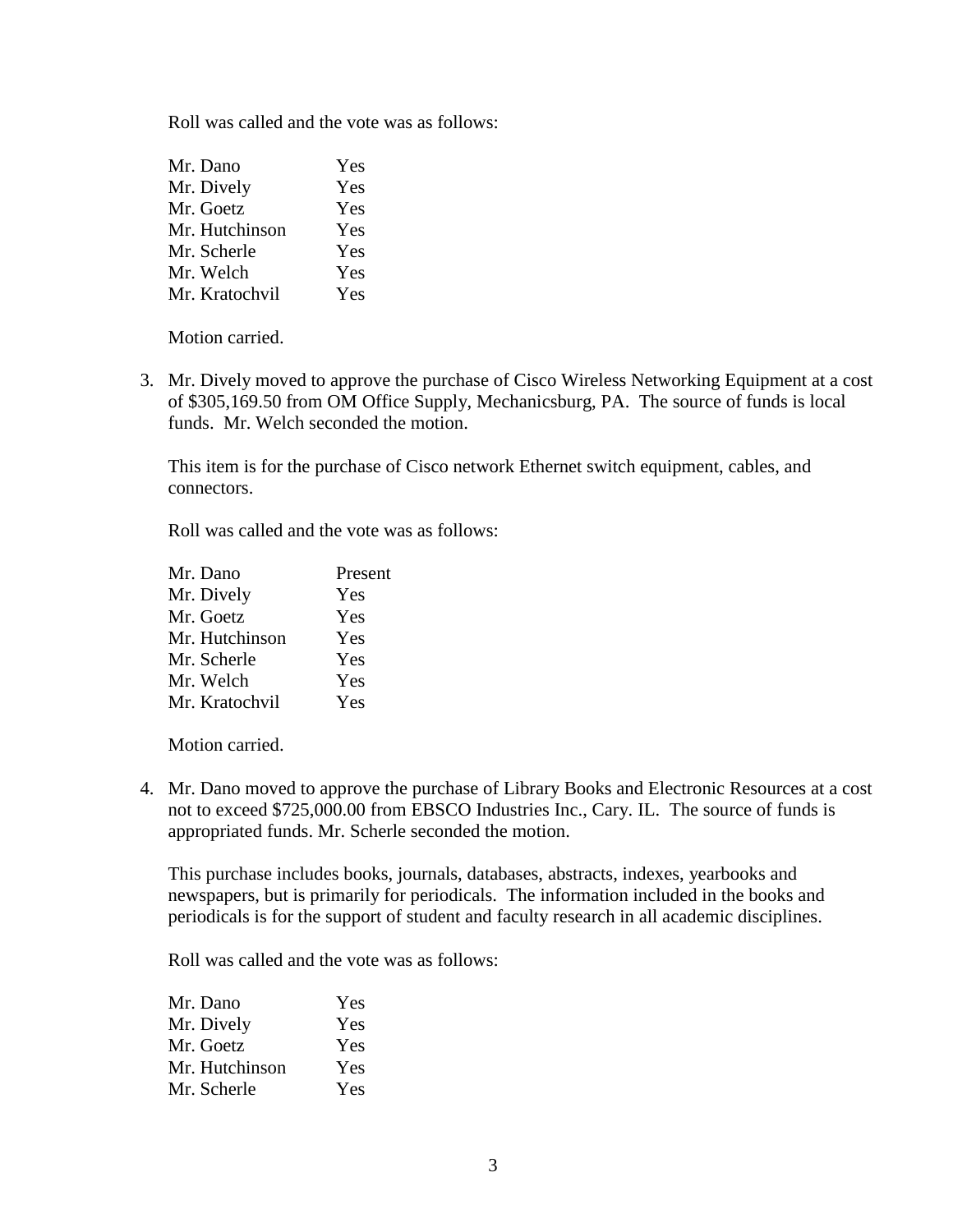Roll was called and the vote was as follows:

| | |
|---|---|
| Mr. Dano | Yes |
| Mr. Dively | Yes |
| Mr. Goetz | Yes |
| Mr. Hutchinson | Yes |
| Mr. Scherle | Yes |
| Mr. Welch | Yes |
| Mr. Kratochvil | Yes |

Motion carried.

3. Mr. Dively moved to approve the purchase of Cisco Wireless Networking Equipment at a cost of $305,169.50 from OM Office Supply, Mechanicsburg, PA. The source of funds is local funds. Mr. Welch seconded the motion.

   This item is for the purchase of Cisco network Ethernet switch equipment, cables, and connectors.

   Roll was called and the vote was as follows:

   | | |
   |---|---|
   | Mr. Dano | Present |
   | Mr. Dively | Yes |
   | Mr. Goetz | Yes |
   | Mr. Hutchinson | Yes |
   | Mr. Scherle | Yes |
   | Mr. Welch | Yes |
   | Mr. Kratochvil | Yes |

   Motion carried.

4. Mr. Dano moved to approve the purchase of Library Books and Electronic Resources at a cost not to exceed $725,000.00 from EBSCO Industries Inc., Cary. IL. The source of funds is appropriated funds. Mr. Scherle seconded the motion.

   This purchase includes books, journals, databases, abstracts, indexes, yearbooks and newspapers, but is primarily for periodicals. The information included in the books and periodicals is for the support of student and faculty research in all academic disciplines.

   Roll was called and the vote was as follows:

   | | |
   |---|---|
   | Mr. Dano | Yes |
   | Mr. Dively | Yes |
   | Mr. Goetz | Yes |
   | Mr. Hutchinson | Yes |
   | Mr. Scherle | Yes |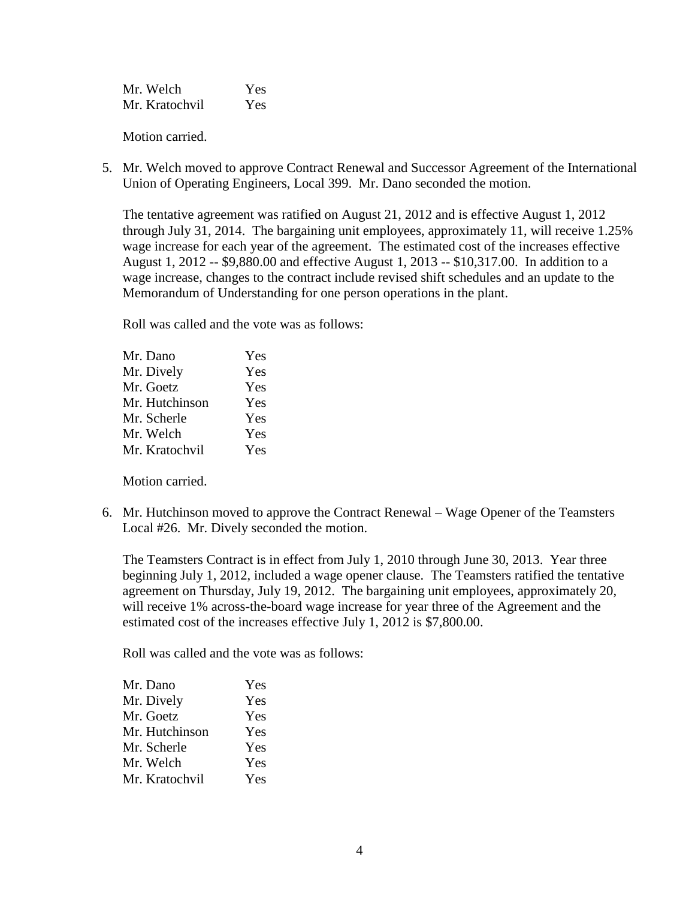| | |
|---|---|
| Mr. Welch | Yes |
| Mr. Kratochvil | Yes |

Motion carried.

5. Mr. Welch moved to approve Contract Renewal and Successor Agreement of the International Union of Operating Engineers, Local 399. Mr. Dano seconded the motion.

   The tentative agreement was ratified on August 21, 2012 and is effective August 1, 2012 through July 31, 2014. The bargaining unit employees, approximately 11, will receive 1.25% wage increase for each year of the agreement. The estimated cost of the increases effective August 1, 2012 -- $9,880.00 and effective August 1, 2013 -- $10,317.00. In addition to a wage increase, changes to the contract include revised shift schedules and an update to the Memorandum of Understanding for one person operations in the plant.

   Roll was called and the vote was as follows:

   | | |
   |---|---|
   | Mr. Dano | Yes |
   | Mr. Dively | Yes |
   | Mr. Goetz | Yes |
   | Mr. Hutchinson | Yes |
   | Mr. Scherle | Yes |
   | Mr. Welch | Yes |
   | Mr. Kratochvil | Yes |

   Motion carried.

6. Mr. Hutchinson moved to approve the Contract Renewal – Wage Opener of the Teamsters Local #26. Mr. Dively seconded the motion.

   The Teamsters Contract is in effect from July 1, 2010 through June 30, 2013. Year three beginning July 1, 2012, included a wage opener clause. The Teamsters ratified the tentative agreement on Thursday, July 19, 2012. The bargaining unit employees, approximately 20, will receive 1% across-the-board wage increase for year three of the Agreement and the estimated cost of the increases effective July 1, 2012 is $7,800.00.

   Roll was called and the vote was as follows:

   | | |
   |---|---|
   | Mr. Dano | Yes |
   | Mr. Dively | Yes |
   | Mr. Goetz | Yes |
   | Mr. Hutchinson | Yes |
   | Mr. Scherle | Yes |
   | Mr. Welch | Yes |
   | Mr. Kratochvil | Yes |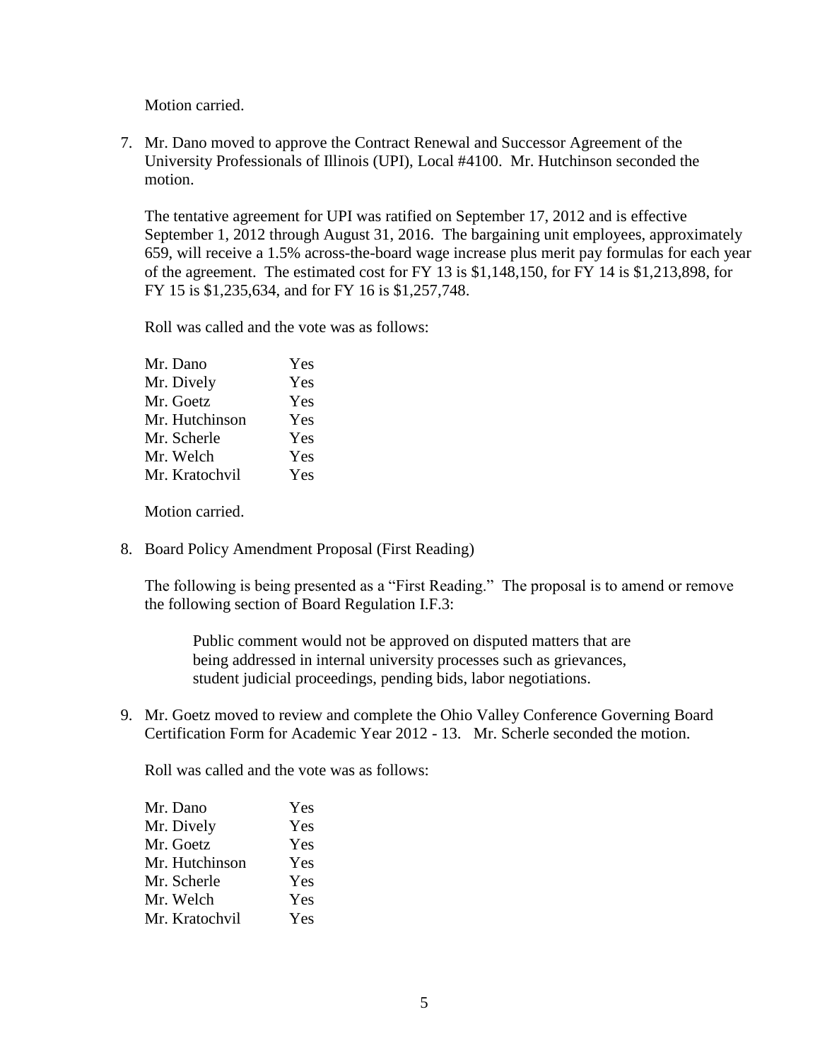Motion carried.

7. Mr. Dano moved to approve the Contract Renewal and Successor Agreement of the University Professionals of Illinois (UPI), Local #4100. Mr. Hutchinson seconded the motion.

   The tentative agreement for UPI was ratified on September 17, 2012 and is effective September 1, 2012 through August 31, 2016. The bargaining unit employees, approximately 659, will receive a 1.5% across-the-board wage increase plus merit pay formulas for each year of the agreement. The estimated cost for FY 13 is $1,148,150, for FY 14 is $1,213,898, for FY 15 is $1,235,634, and for FY 16 is $1,257,748.

   Roll was called and the vote was as follows:

   | | |
   |---|---|
   | Mr. Dano | Yes |
   | Mr. Dively | Yes |
   | Mr. Goetz | Yes |
   | Mr. Hutchinson | Yes |
   | Mr. Scherle | Yes |
   | Mr. Welch | Yes |
   | Mr. Kratochvil | Yes |

   Motion carried.

8. Board Policy Amendment Proposal (First Reading)

   The following is being presented as a "First Reading." The proposal is to amend or remove the following section of Board Regulation I.F.3:

   > Public comment would not be approved on disputed matters that are being addressed in internal university processes such as grievances, student judicial proceedings, pending bids, labor negotiations.

9. Mr. Goetz moved to review and complete the Ohio Valley Conference Governing Board Certification Form for Academic Year 2012 - 13. Mr. Scherle seconded the motion.

   Roll was called and the vote was as follows:

   | | |
   |---|---|
   | Mr. Dano | Yes |
   | Mr. Dively | Yes |
   | Mr. Goetz | Yes |
   | Mr. Hutchinson | Yes |
   | Mr. Scherle | Yes |
   | Mr. Welch | Yes |
   | Mr. Kratochvil | Yes |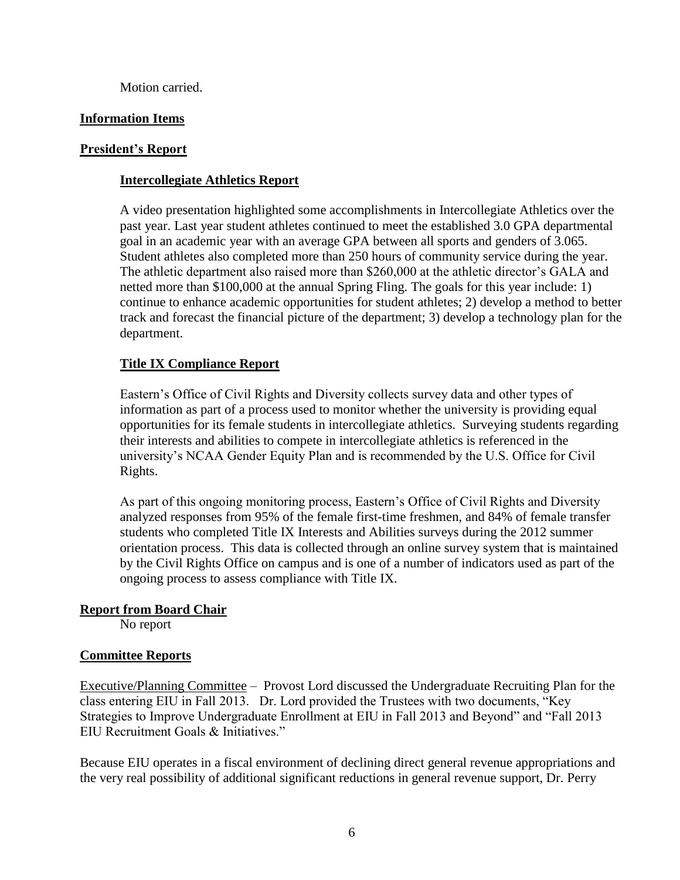Motion carried.

**Information Items**

**President's Report**

**Intercollegiate Athletics Report**

A video presentation highlighted some accomplishments in Intercollegiate Athletics over the past year. Last year student athletes continued to meet the established 3.0 GPA departmental goal in an academic year with an average GPA between all sports and genders of 3.065. Student athletes also completed more than 250 hours of community service during the year. The athletic department also raised more than $260,000 at the athletic director's GALA and netted more than $100,000 at the annual Spring Fling. The goals for this year include: 1) continue to enhance academic opportunities for student athletes; 2) develop a method to better track and forecast the financial picture of the department; 3) develop a technology plan for the department.

**Title IX Compliance Report**

Eastern's Office of Civil Rights and Diversity collects survey data and other types of information as part of a process used to monitor whether the university is providing equal opportunities for its female students in intercollegiate athletics. Surveying students regarding their interests and abilities to compete in intercollegiate athletics is referenced in the university's NCAA Gender Equity Plan and is recommended by the U.S. Office for Civil Rights.

As part of this ongoing monitoring process, Eastern's Office of Civil Rights and Diversity analyzed responses from 95% of the female first-time freshmen, and 84% of female transfer students who completed Title IX Interests and Abilities surveys during the 2012 summer orientation process. This data is collected through an online survey system that is maintained by the Civil Rights Office on campus and is one of a number of indicators used as part of the ongoing process to assess compliance with Title IX.

**Report from Board Chair**

No report

**Committee Reports**

Executive/Planning Committee – Provost Lord discussed the Undergraduate Recruiting Plan for the class entering EIU in Fall 2013. Dr. Lord provided the Trustees with two documents, "Key Strategies to Improve Undergraduate Enrollment at EIU in Fall 2013 and Beyond" and "Fall 2013 EIU Recruitment Goals & Initiatives."

Because EIU operates in a fiscal environment of declining direct general revenue appropriations and the very real possibility of additional significant reductions in general revenue support, Dr. Perry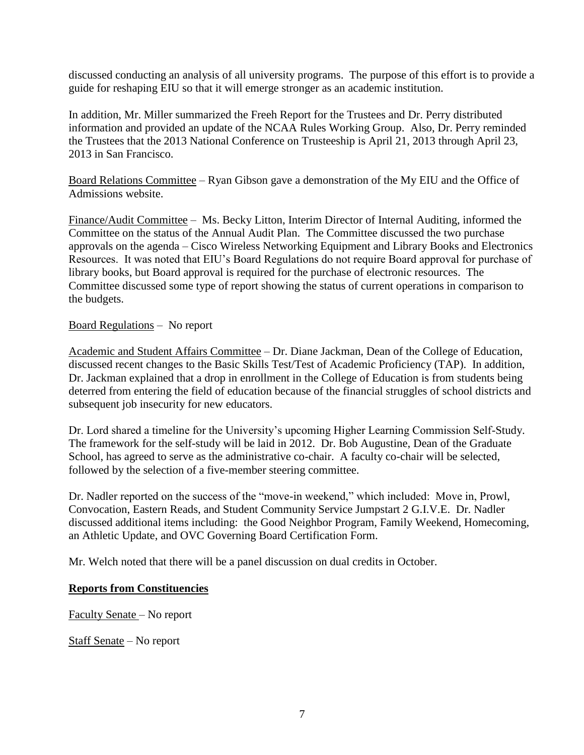discussed conducting an analysis of all university programs. The purpose of this effort is to provide a guide for reshaping EIU so that it will emerge stronger as an academic institution.

In addition, Mr. Miller summarized the Freeh Report for the Trustees and Dr. Perry distributed information and provided an update of the NCAA Rules Working Group. Also, Dr. Perry reminded the Trustees that the 2013 National Conference on Trusteeship is April 21, 2013 through April 23, 2013 in San Francisco.

Board Relations Committee – Ryan Gibson gave a demonstration of the My EIU and the Office of Admissions website.

Finance/Audit Committee – Ms. Becky Litton, Interim Director of Internal Auditing, informed the Committee on the status of the Annual Audit Plan. The Committee discussed the two purchase approvals on the agenda – Cisco Wireless Networking Equipment and Library Books and Electronics Resources. It was noted that EIU's Board Regulations do not require Board approval for purchase of library books, but Board approval is required for the purchase of electronic resources. The Committee discussed some type of report showing the status of current operations in comparison to the budgets.

Board Regulations – No report

Academic and Student Affairs Committee – Dr. Diane Jackman, Dean of the College of Education, discussed recent changes to the Basic Skills Test/Test of Academic Proficiency (TAP). In addition, Dr. Jackman explained that a drop in enrollment in the College of Education is from students being deterred from entering the field of education because of the financial struggles of school districts and subsequent job insecurity for new educators.

Dr. Lord shared a timeline for the University's upcoming Higher Learning Commission Self-Study. The framework for the self-study will be laid in 2012. Dr. Bob Augustine, Dean of the Graduate School, has agreed to serve as the administrative co-chair. A faculty co-chair will be selected, followed by the selection of a five-member steering committee.

Dr. Nadler reported on the success of the "move-in weekend," which included: Move in, Prowl, Convocation, Eastern Reads, and Student Community Service Jumpstart 2 G.I.V.E. Dr. Nadler discussed additional items including: the Good Neighbor Program, Family Weekend, Homecoming, an Athletic Update, and OVC Governing Board Certification Form.

Mr. Welch noted that there will be a panel discussion on dual credits in October.

**Reports from Constituencies**

Faculty Senate – No report

Staff Senate – No report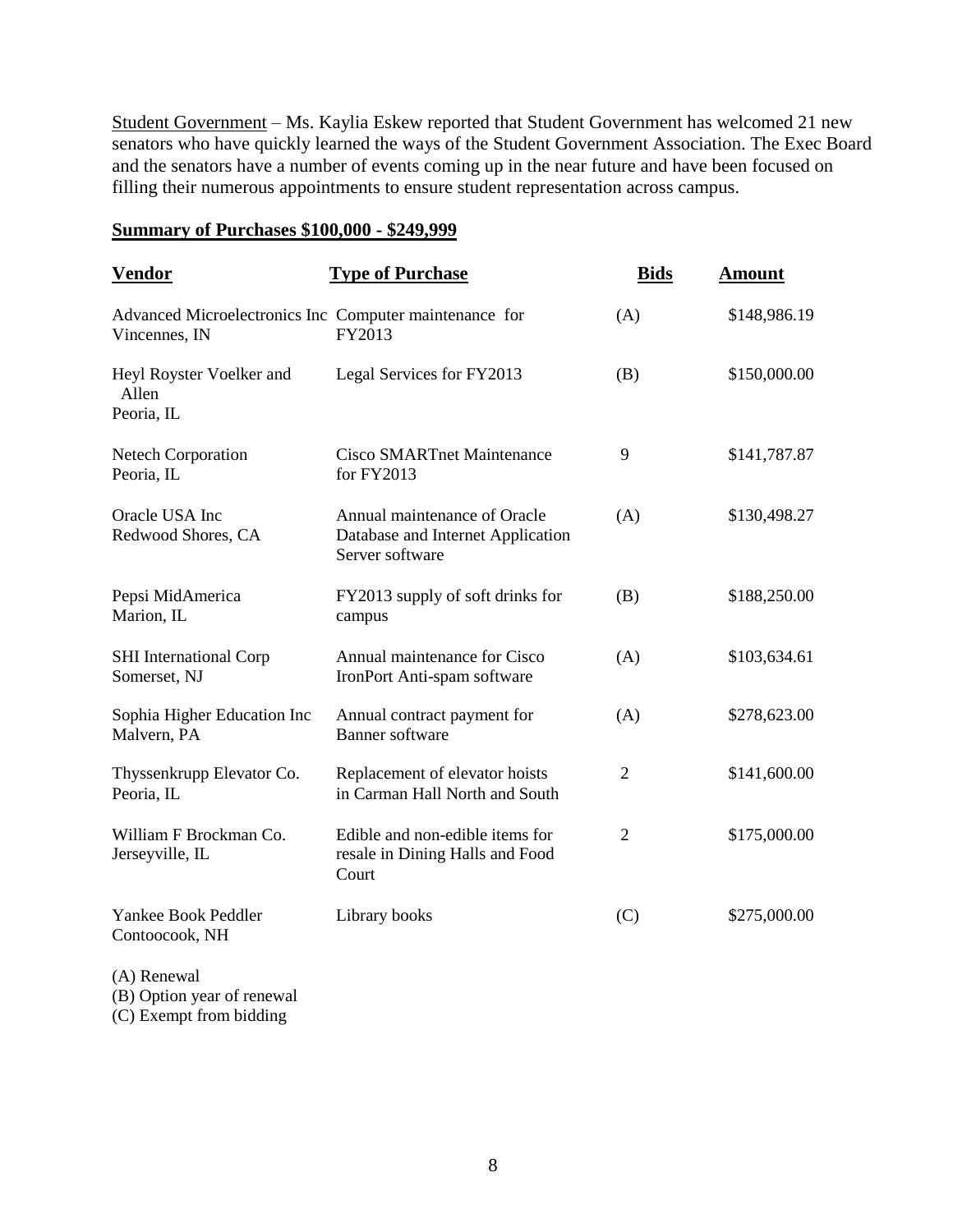Student Government – Ms. Kaylia Eskew reported that Student Government has welcomed 21 new senators who have quickly learned the ways of the Student Government Association. The Exec Board and the senators have a number of events coming up in the near future and have been focused on filling their numerous appointments to ensure student representation across campus.

## **Summary of Purchases $100,000 - $249,999**

| **Vendor** | **Type of Purchase** | **Bids** | **Amount** |
|---|---|---|---|
| Advanced Microelectronics Inc Vincennes, IN | Computer maintenance for FY2013 | (A) | $148,986.19 |
| Heyl Royster Voelker and Allen Peoria, IL | Legal Services for FY2013 | (B) | $150,000.00 |
| Netech Corporation Peoria, IL | Cisco SMARTnet Maintenance for FY2013 | 9 | $141,787.87 |
| Oracle USA Inc Redwood Shores, CA | Annual maintenance of Oracle Database and Internet Application Server software | (A) | $130,498.27 |
| Pepsi MidAmerica Marion, IL | FY2013 supply of soft drinks for campus | (B) | $188,250.00 |
| SHI International Corp Somerset, NJ | Annual maintenance for Cisco IronPort Anti-spam software | (A) | $103,634.61 |
| Sophia Higher Education Inc Malvern, PA | Annual contract payment for Banner software | (A) | $278,623.00 |
| Thyssenkrupp Elevator Co. Peoria, IL | Replacement of elevator hoists in Carman Hall North and South | 2 | $141,600.00 |
| William F Brockman Co. Jerseyville, IL | Edible and non-edible items for resale in Dining Halls and Food Court | 2 | $175,000.00 |
| Yankee Book Peddler Contoocook, NH | Library books | (C) | $275,000.00 |

(A) Renewal
(B) Option year of renewal
(C) Exempt from bidding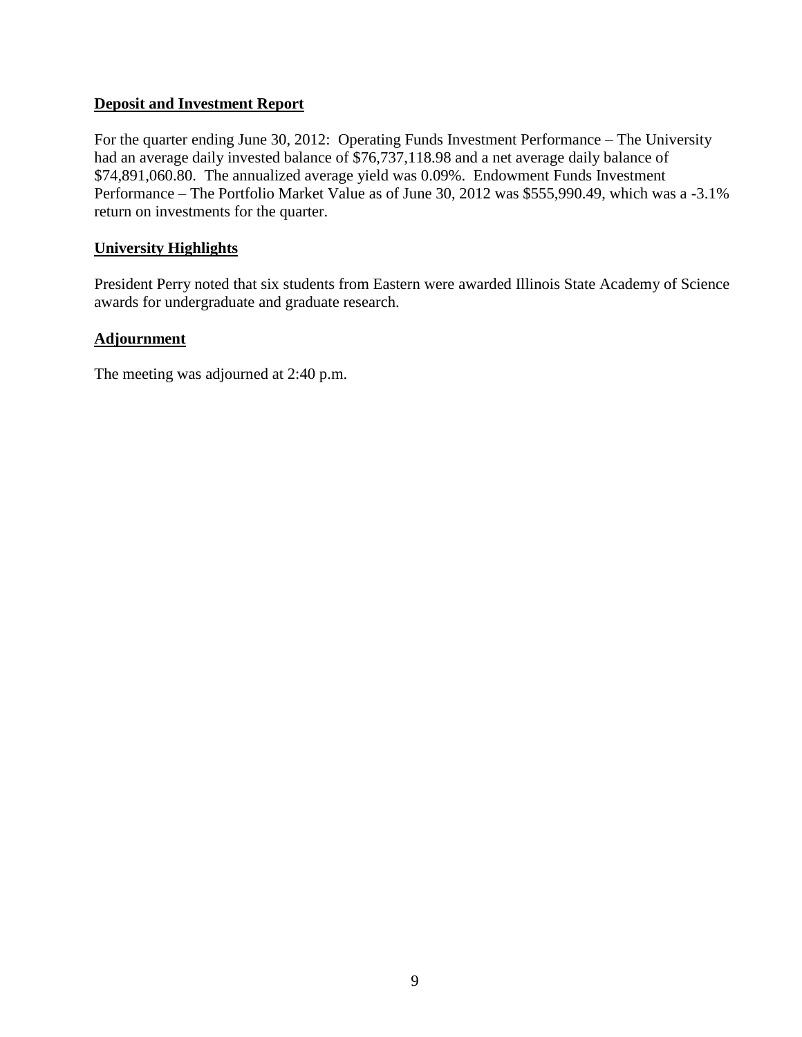**Deposit and Investment Report**

For the quarter ending June 30, 2012: Operating Funds Investment Performance – The University had an average daily invested balance of $76,737,118.98 and a net average daily balance of $74,891,060.80. The annualized average yield was 0.09%. Endowment Funds Investment Performance – The Portfolio Market Value as of June 30, 2012 was $555,990.49, which was a -3.1% return on investments for the quarter.

**University Highlights**

President Perry noted that six students from Eastern were awarded Illinois State Academy of Science awards for undergraduate and graduate research.

**Adjournment**

The meeting was adjourned at 2:40 p.m.